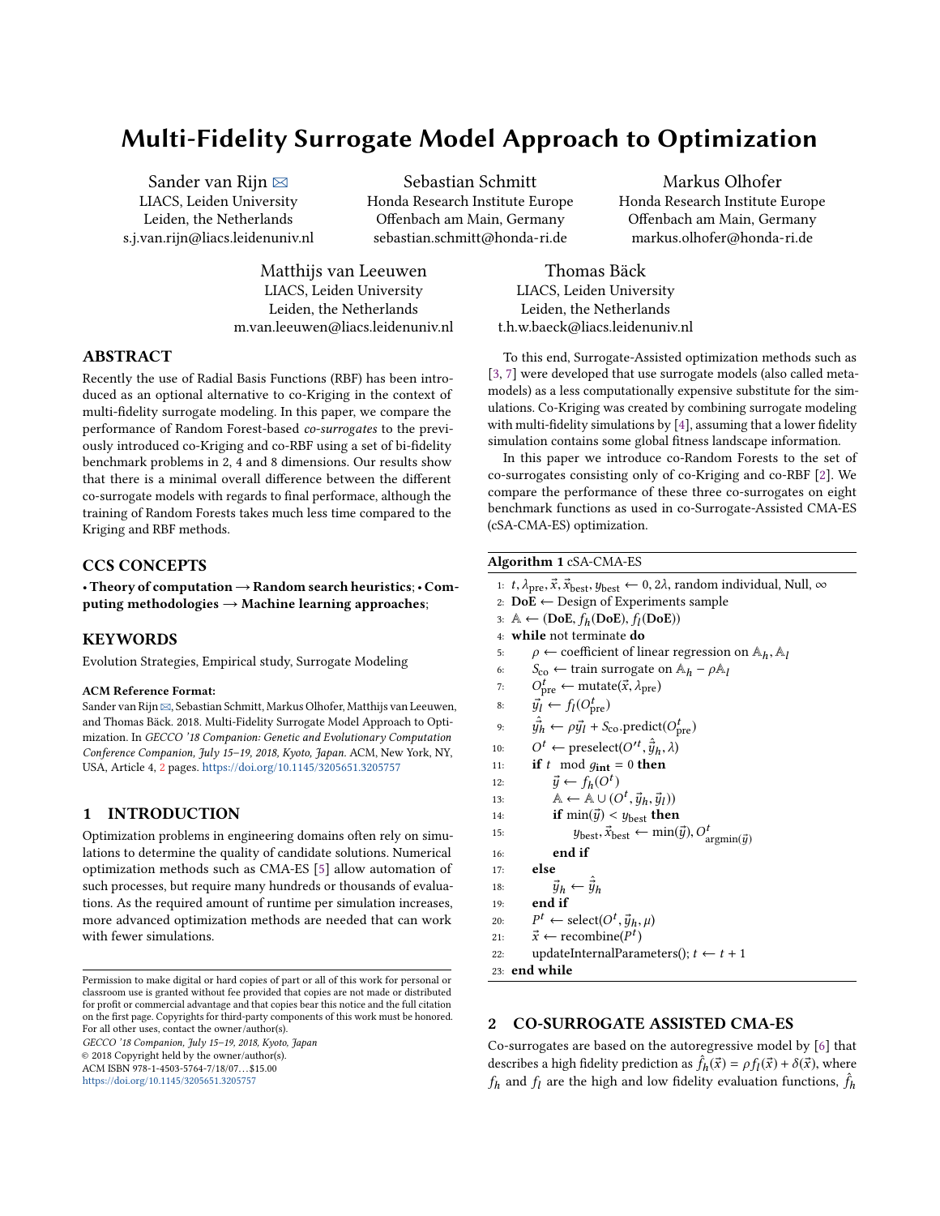# Multi-Fidelity Surrogate Model Approach to Optimization

Sander van Rijn ✉
LIACS, Leiden University
Leiden, the Netherlands
s.j.van.rijn@liacs.leidenuniv.nl

Sebastian Schmitt
Honda Research Institute Europe
Offenbach am Main, Germany
sebastian.schmitt@honda-ri.de

Markus Olhofer
Honda Research Institute Europe
Offenbach am Main, Germany
markus.olhofer@honda-ri.de

Matthijs van Leeuwen
LIACS, Leiden University
Leiden, the Netherlands
m.van.leeuwen@liacs.leidenuniv.nl

Thomas Bäck
LIACS, Leiden University
Leiden, the Netherlands
t.h.w.baeck@liacs.leidenuniv.nl

## ABSTRACT

Recently the use of Radial Basis Functions (RBF) has been introduced as an optional alternative to co-Kriging in the context of multi-fidelity surrogate modeling. In this paper, we compare the performance of Random Forest-based *co-surrogates* to the previously introduced co-Kriging and co-RBF using a set of bi-fidelity benchmark problems in 2, 4 and 8 dimensions. Our results show that there is a minimal overall difference between the different co-surrogate models with regards to final performace, although the training of Random Forests takes much less time compared to the Kriging and RBF methods.

## CCS CONCEPTS

• **Theory of computation** → **Random search heuristics**; • **Computing methodologies** → **Machine learning approaches**;

## KEYWORDS

Evolution Strategies, Empirical study, Surrogate Modeling

**ACM Reference Format:**

Sander van Rijn✉, Sebastian Schmitt, Markus Olhofer, Matthijs van Leeuwen, and Thomas Bäck. 2018. Multi-Fidelity Surrogate Model Approach to Optimization. In *GECCO '18 Companion: Genetic and Evolutionary Computation Conference Companion, July 15–19, 2018, Kyoto, Japan.* ACM, New York, NY, USA, Article 4, 2 pages. https://doi.org/10.1145/3205651.3205757

## 1 INTRODUCTION

Optimization problems in engineering domains often rely on simulations to determine the quality of candidate solutions. Numerical optimization methods such as CMA-ES [5] allow automation of such processes, but require many hundreds or thousands of evaluations. As the required amount of runtime per simulation increases, more advanced optimization methods are needed that can work with fewer simulations.

To this end, Surrogate-Assisted optimization methods such as [3, 7] were developed that use surrogate models (also called meta-models) as a less computationally expensive substitute for the simulations. Co-Kriging was created by combining surrogate modeling with multi-fidelity simulations by [4], assuming that a lower fidelity simulation contains some global fitness landscape information.

In this paper we introduce co-Random Forests to the set of co-surrogates consisting only of co-Kriging and co-RBF [2]. We compare the performance of these three co-surrogates on eight benchmark functions as used in co-Surrogate-Assisted CMA-ES (cSA-CMA-ES) optimization.

**Algorithm 1** cSA-CMA-ES

```
1:  t, λ_pre, x⃗, x⃗_best, y_best ← 0, 2λ, random individual, Null, ∞
2:  DoE ← Design of Experiments sample
3:  𝔸 ← (DoE, f_h(DoE), f_l(DoE))
4:  while not terminate do
5:      ρ ← coefficient of linear regression on 𝔸_h, 𝔸_l
6:      S_co ← train surrogate on 𝔸_h − ρ𝔸_l
7:      O^t_pre ← mutate(x⃗, λ_pre)
8:      y⃗_l ← f_l(O^t_pre)
9:      ŷ⃗_h ← ρy⃗_l + S_co.predict(O^t_pre)
10:     O^t ← preselect(O'^t, ŷ⃗_h, λ)
11:     if t mod g_int = 0 then
12:         y⃗ ← f_h(O^t)
13:         𝔸 ← 𝔸 ∪ (O^t, y⃗_h, y⃗_l))
14:         if min(y⃗) < y_best then
15:             y_best, x⃗_best ← min(y⃗), O^t_argmin(y⃗)
16:         end if
17:     else
18:         y⃗_h ← ŷ⃗_h
19:     end if
20:     P^t ← select(O^t, y⃗_h, μ)
21:     x⃗ ← recombine(P^t)
22:     updateInternalParameters(); t ← t + 1
23: end while
```

## 2 CO-SURROGATE ASSISTED CMA-ES

Co-surrogates are based on the autoregressive model by [6] that describes a high fidelity prediction as $\hat{f}_h(\vec{x}) = \rho f_l(\vec{x}) + \delta(\vec{x})$, where $f_h$ and $f_l$ are the high and low fidelity evaluation functions, $\hat{f}_h$

Permission to make digital or hard copies of part or all of this work for personal or classroom use is granted without fee provided that copies are not made or distributed for profit or commercial advantage and that copies bear this notice and the full citation on the first page. Copyrights for third-party components of this work must be honored. For all other uses, contact the owner/author(s).
*GECCO '18 Companion, July 15–19, 2018, Kyoto, Japan*
© 2018 Copyright held by the owner/author(s).
ACM ISBN 978-1-4503-5764-7/18/07…$15.00
https://doi.org/10.1145/3205651.3205757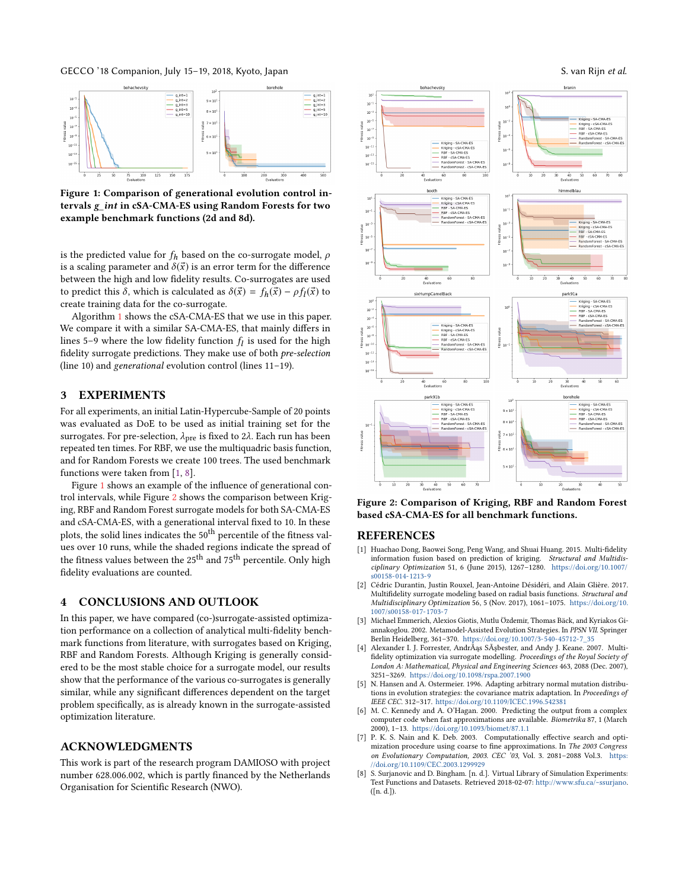bohachevsky

$10^{-1}$
$10^{-3}$
$10^{-5}$
$10^{-7}$
$10^{-9}$
$10^{-11}$
$10^{-13}$
$10^{-15}$

Fitness value

0 25 50 75 100 125 150 175

Evaluations

g_int=1
g_int=2
g_int=3
g_int=5
g_int=10

borehole

$10^2$
$9 \times 10^1$
$8 \times 10^1$
$7 \times 10^1$
$6 \times 10^1$
$5 \times 10^1$

Fitness value

0 100 200 300 400 500

Evaluations

g_int=1
g_int=2
g_int=3
g_int=5
g_int=10

**Figure 1: Comparison of generational evolution control intervals *g_int* in cSA-CMA-ES using Random Forests for two example benchmark functions (2d and 8d).**

is the predicted value for $f_h$ based on the co-surrogate model, $\rho$ is a scaling parameter and $\delta(\vec{x})$ is an error term for the difference between the high and low fidelity results. Co-surrogates are used to predict this $\delta$, which is calculated as $\delta(\vec{x}) = f_h(\vec{x}) - \rho f_l(\vec{x})$ to create training data for the co-surrogate.

Algorithm 1 shows the cSA-CMA-ES that we use in this paper. We compare it with a similar SA-CMA-ES, that mainly differs in lines 5–9 where the low fidelity function $f_l$ is used for the high fidelity surrogate predictions. They make use of both *pre-selection* (line 10) and *generational* evolution control (lines 11–19).

## 3 EXPERIMENTS

For all experiments, an initial Latin-Hypercube-Sample of 20 points was evaluated as DoE to be used as initial training set for the surrogates. For pre-selection, $\lambda_{\text{pre}}$ is fixed to $2\lambda$. Each run has been repeated ten times. For RBF, we use the multiquadric basis function, and for Random Forests we create 100 trees. The used benchmark functions were taken from [1, 8].

Figure 1 shows an example of the influence of generational control intervals, while Figure 2 shows the comparison between Kriging, RBF and Random Forest surrogate models for both SA-CMA-ES and cSA-CMA-ES, with a generational interval fixed to 10. In these plots, the solid lines indicates the 50$^{\text{th}}$ percentile of the fitness values over 10 runs, while the shaded regions indicate the spread of the fitness values between the 25$^{\text{th}}$ and 75$^{\text{th}}$ percentile. Only high fidelity evaluations are counted.

## 4 CONCLUSIONS AND OUTLOOK

In this paper, we have compared (co-)surrogate-assisted optimization performance on a collection of analytical multi-fidelity benchmark functions from literature, with surrogates based on Kriging, RBF and Random Forests. Although Kriging is generally considered to be the most stable choice for a surrogate model, our results show that the performance of the various co-surrogates is generally similar, while any significant differences dependent on the target problem specifically, as is already known in the surrogate-assisted optimization literature.

## ACKNOWLEDGMENTS

This work is part of the research program DAMIOSO with project number 628.006.002, which is partly financed by the Netherlands Organisation for Scientific Research (NWO).

bohachevsky

Fitness value

Evaluations

Kriging - SA-CMA-ES
Kriging - cSA-CMA-ES
RBF - SA-CMA-ES
RBF - cSA-CMA-ES
RandomForest - SA-CMA-ES
RandomForest - cSA-CMA-ES

branin

Fitness value

Evaluations

Kriging - SA-CMA-ES
Kriging - cSA-CMA-ES
RBF - SA-CMA-ES
RBF - cSA-CMA-ES
RandomForest - SA-CMA-ES
RandomForest - cSA-CMA-ES

booth

Fitness value

Evaluations

Kriging - SA-CMA-ES
Kriging - cSA-CMA-ES
RBF - SA-CMA-ES
RBF - cSA-CMA-ES
RandomForest - SA-CMA-ES
RandomForest - cSA-CMA-ES

himmelblau

Fitness value

Evaluations

Kriging - SA-CMA-ES
Kriging - cSA-CMA-ES
RBF - SA-CMA-ES
RBF - cSA-CMA-ES
RandomForest - SA-CMA-ES
RandomForest - cSA-CMA-ES

sixHumpCamelBack

Fitness value

Evaluations

Kriging - SA-CMA-ES
Kriging - cSA-CMA-ES
RBF - SA-CMA-ES
RBF - cSA-CMA-ES
RandomForest - SA-CMA-ES
RandomForest - cSA-CMA-ES

park91a

Fitness value

Evaluations

Kriging - SA-CMA-ES
Kriging - cSA-CMA-ES
RBF - SA-CMA-ES
RBF - cSA-CMA-ES
RandomForest - SA-CMA-ES
RandomForest - cSA-CMA-ES

park91b

Fitness value

Evaluations

Kriging - SA-CMA-ES
Kriging - cSA-CMA-ES
RBF - SA-CMA-ES
RBF - cSA-CMA-ES
RandomForest - SA-CMA-ES
RandomForest - cSA-CMA-ES

borehole

Fitness value

Evaluations

Kriging - SA-CMA-ES
Kriging - cSA-CMA-ES
RBF - SA-CMA-ES
RBF - cSA-CMA-ES
RandomForest - SA-CMA-ES
RandomForest - cSA-CMA-ES

**Figure 2: Comparison of Kriging, RBF and Random Forest based cSA-CMA-ES for all benchmark functions.**

## REFERENCES

[1] Huachao Dong, Baowei Song, Peng Wang, and Shuai Huang. 2015. Multi-fidelity information fusion based on prediction of kriging. *Structural and Multidisciplinary Optimization* 51, 6 (June 2015), 1267–1280. https://doi.org/10.1007/s00158-014-1213-9

[2] Cédric Durantin, Justin Rouxel, Jean-Antoine Désidéri, and Alain Glière. 2017. Multifidelity surrogate modeling based on radial basis functions. *Structural and Multidisciplinary Optimization* 56, 5 (Nov. 2017), 1061–1075. https://doi.org/10.1007/s00158-017-1703-7

[3] Michael Emmerich, Alexios Giotis, Mutlu Özdemir, Thomas Bäck, and Kyriakos Giannakoglou. 2002. Metamodel-Assisted Evolution Strategies. In *PPSN VII*. Springer Berlin Heidelberg, 361–370. https://doi.org/10.1007/3-540-45712-7_35

[4] Alexander I. J. Forrester, AndrÃąs SÃşbester, and Andy J. Keane. 2007. Multi-fidelity optimization via surrogate modelling. *Proceedings of the Royal Society of London A: Mathematical, Physical and Engineering Sciences* 463, 2088 (Dec. 2007), 3251–3269. https://doi.org/10.1098/rspa.2007.1900

[5] N. Hansen and A. Ostermeier. 1996. Adapting arbitrary normal mutation distributions in evolution strategies: the covariance matrix adaptation. In *Proceedings of IEEE CEC*. 312–317. https://doi.org/10.1109/ICEC.1996.542381

[6] M. C. Kennedy and A. O'Hagan. 2000. Predicting the output from a complex computer code when fast approximations are available. *Biometrika* 87, 1 (March 2000), 1–13. https://doi.org/10.1093/biomet/87.1.1

[7] P. K. S. Nain and K. Deb. 2003. Computationally effective search and optimization procedure using coarse to fine approximations. In *The 2003 Congress on Evolutionary Computation, 2003. CEC '03*, Vol. 3. 2081–2088 Vol.3. https://doi.org/10.1109/CEC.2003.1299929

[8] S. Surjanovic and D. Bingham. [n. d.]. Virtual Library of Simulation Experiments: Test Functions and Datasets. Retrieved 2018-02-07: http://www.sfu.ca/~ssurjano. ([n. d.]).